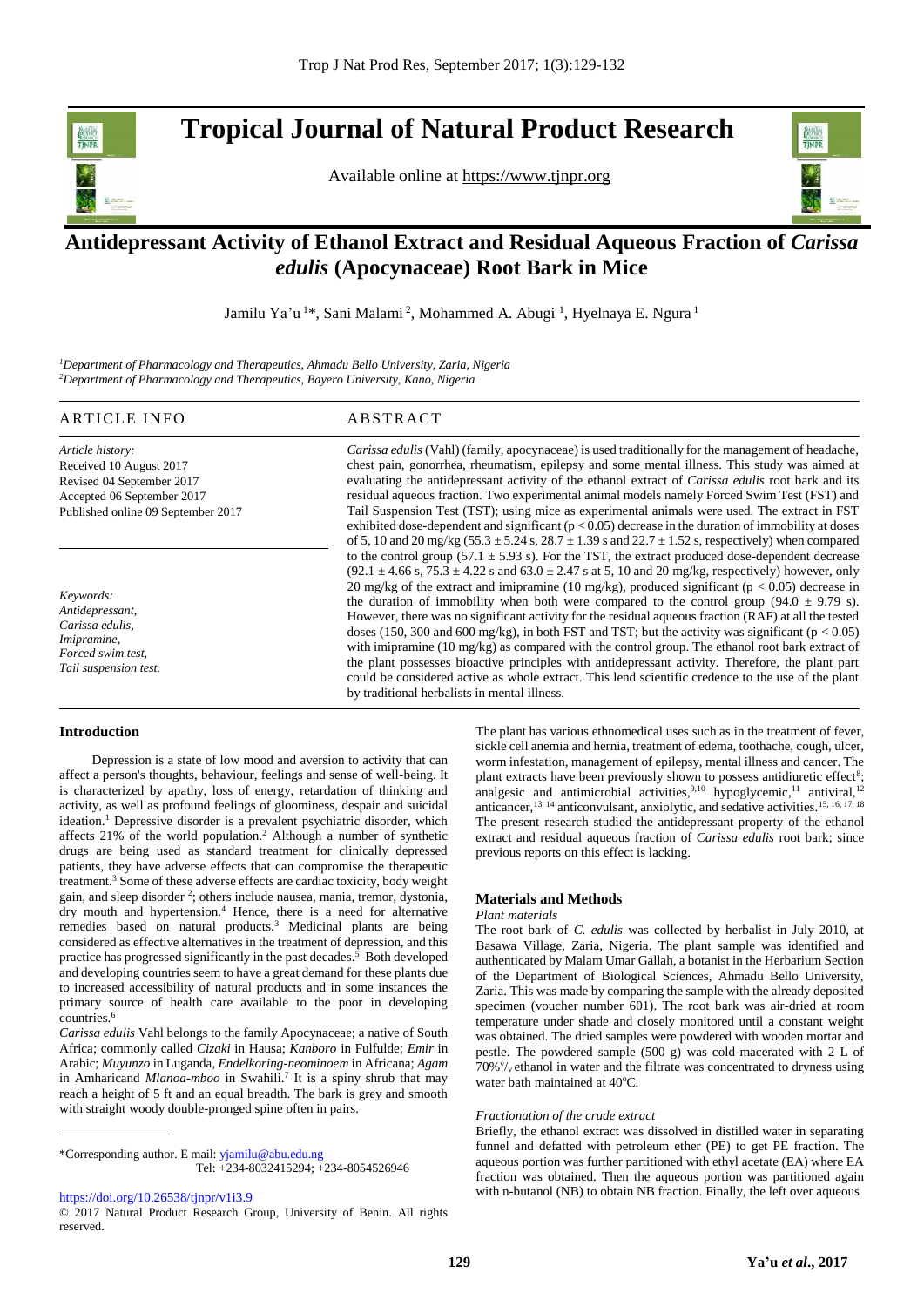# Tropical Journal of Natural Product Research

Available online at https://www.tjnpr.org

# Antidepressant Activity of Ethanol Extract and Residual Aqueous Fraction of *Carissa edulis* (Apocynaceae) Root Bark in Mice

Jamilu Ya'u [1]*, Sani Malami [2], Mohammed A. Abugi [1], Hyelnaya E. Ngura [1]

[1]*Department of Pharmacology and Therapeutics, Ahmadu Bello University, Zaria, Nigeria*
[2]*Department of Pharmacology and Therapeutics, Bayero University, Kano, Nigeria*

## ARTICLE INFO

*Article history:*
Received 10 August 2017
Revised 04 September 2017
Accepted 06 September 2017
Published online 09 September 2017

*Keywords:*
*Antidepressant,*
*Carissa edulis,*
*Imipramine,*
*Forced swim test,*
*Tail suspension test.*

## ABSTRACT

*Carissa edulis* (Vahl) (family, apocynaceae) is used traditionally for the management of headache, chest pain, gonorrhea, rheumatism, epilepsy and some mental illness. This study was aimed at evaluating the antidepressant activity of the ethanol extract of *Carissa edulis* root bark and its residual aqueous fraction. Two experimental animal models namely Forced Swim Test (FST) and Tail Suspension Test (TST); using mice as experimental animals were used. The extract in FST exhibited dose-dependent and significant ($p < 0.05$) decrease in the duration of immobility at doses of 5, 10 and 20 mg/kg ($55.3 \pm 5.24$ s, $28.7 \pm 1.39$ s and $22.7 \pm 1.52$ s, respectively) when compared to the control group ($57.1 \pm 5.93$ s). For the TST, the extract produced dose-dependent decrease ($92.1 \pm 4.66$ s, $75.3 \pm 4.22$ s and $63.0 \pm 2.47$ s at 5, 10 and 20 mg/kg, respectively) however, only 20 mg/kg of the extract and imipramine (10 mg/kg), produced significant ($p < 0.05$) decrease in the duration of immobility when both were compared to the control group ($94.0 \pm 9.79$ s). However, there was no significant activity for the residual aqueous fraction (RAF) at all the tested doses (150, 300 and 600 mg/kg), in both FST and TST; but the activity was significant ($p < 0.05$) with imipramine (10 mg/kg) as compared with the control group. The ethanol root bark extract of the plant possesses bioactive principles with antidepressant activity. Therefore, the plant part could be considered active as whole extract. This lend scientific credence to the use of the plant by traditional herbalists in mental illness.

## Introduction

Depression is a state of low mood and aversion to activity that can affect a person's thoughts, behaviour, feelings and sense of well-being. It is characterized by apathy, loss of energy, retardation of thinking and activity, as well as profound feelings of gloominess, despair and suicidal ideation.[1] Depressive disorder is a prevalent psychiatric disorder, which affects 21% of the world population.[2] Although a number of synthetic drugs are being used as standard treatment for clinically depressed patients, they have adverse effects that can compromise the therapeutic treatment.[3] Some of these adverse effects are cardiac toxicity, body weight gain, and sleep disorder [2]; others include nausea, mania, tremor, dystonia, dry mouth and hypertension.[4] Hence, there is a need for alternative remedies based on natural products.[3] Medicinal plants are being considered as effective alternatives in the treatment of depression, and this practice has progressed significantly in the past decades.[5] Both developed and developing countries seem to have a great demand for these plants due to increased accessibility of natural products and in some instances the primary source of health care available to the poor in developing countries.[6]

*Carissa edulis* Vahl belongs to the family Apocynaceae; a native of South Africa; commonly called *Cizaki* in Hausa; *Kanboro* in Fulfulde; *Emir* in Arabic; *Muyunzo* in Luganda, *Endelkoring-neominoem* in Africana; *Agam* in Amharicand *Mlanoa-mboo* in Swahili.[7] It is a spiny shrub that may reach a height of 5 ft and an equal breadth. The bark is grey and smooth with straight woody double-pronged spine often in pairs.

The plant has various ethnomedical uses such as in the treatment of fever, sickle cell anemia and hernia, treatment of edema, toothache, cough, ulcer, worm infestation, management of epilepsy, mental illness and cancer. The plant extracts have been previously shown to possess antidiuretic effect[8]; analgesic and antimicrobial activities,[9,10] hypoglycemic,[11] antiviral,[12] anticancer,[13,14] anticonvulsant, anxiolytic, and sedative activities.[15,16,17,18] The present research studied the antidepressant property of the ethanol extract and residual aqueous fraction of *Carissa edulis* root bark; since previous reports on this effect is lacking.

## Materials and Methods

*Plant materials*

The root bark of *C. edulis* was collected by herbalist in July 2010, at Basawa Village, Zaria, Nigeria. The plant sample was identified and authenticated by Malam Umar Gallah, a botanist in the Herbarium Section of the Department of Biological Sciences, Ahmadu Bello University, Zaria. This was made by comparing the sample with the already deposited specimen (voucher number 601). The root bark was air-dried at room temperature under shade and closely monitored until a constant weight was obtained. The dried samples were powdered with wooden mortar and pestle. The powdered sample (500 g) was cold-macerated with 2 L of 70%$^{v}/_{v}$ ethanol in water and the filtrate was concentrated to dryness using water bath maintained at 40$^{o}$C.

*Fractionation of the crude extract*

Briefly, the ethanol extract was dissolved in distilled water in separating funnel and defatted with petroleum ether (PE) to get PE fraction. The aqueous portion was further partitioned with ethyl acetate (EA) where EA fraction was obtained. Then the aqueous portion was partitioned again with n-butanol (NB) to obtain NB fraction. Finally, the left over aqueous

*Corresponding author. E mail: yjamilu@abu.edu.ng
Tel: +234-8032415294; +234-8054526946

https://doi.org/10.26538/tjnpr/v1i3.9

© 2017 Natural Product Research Group, University of Benin. All rights reserved.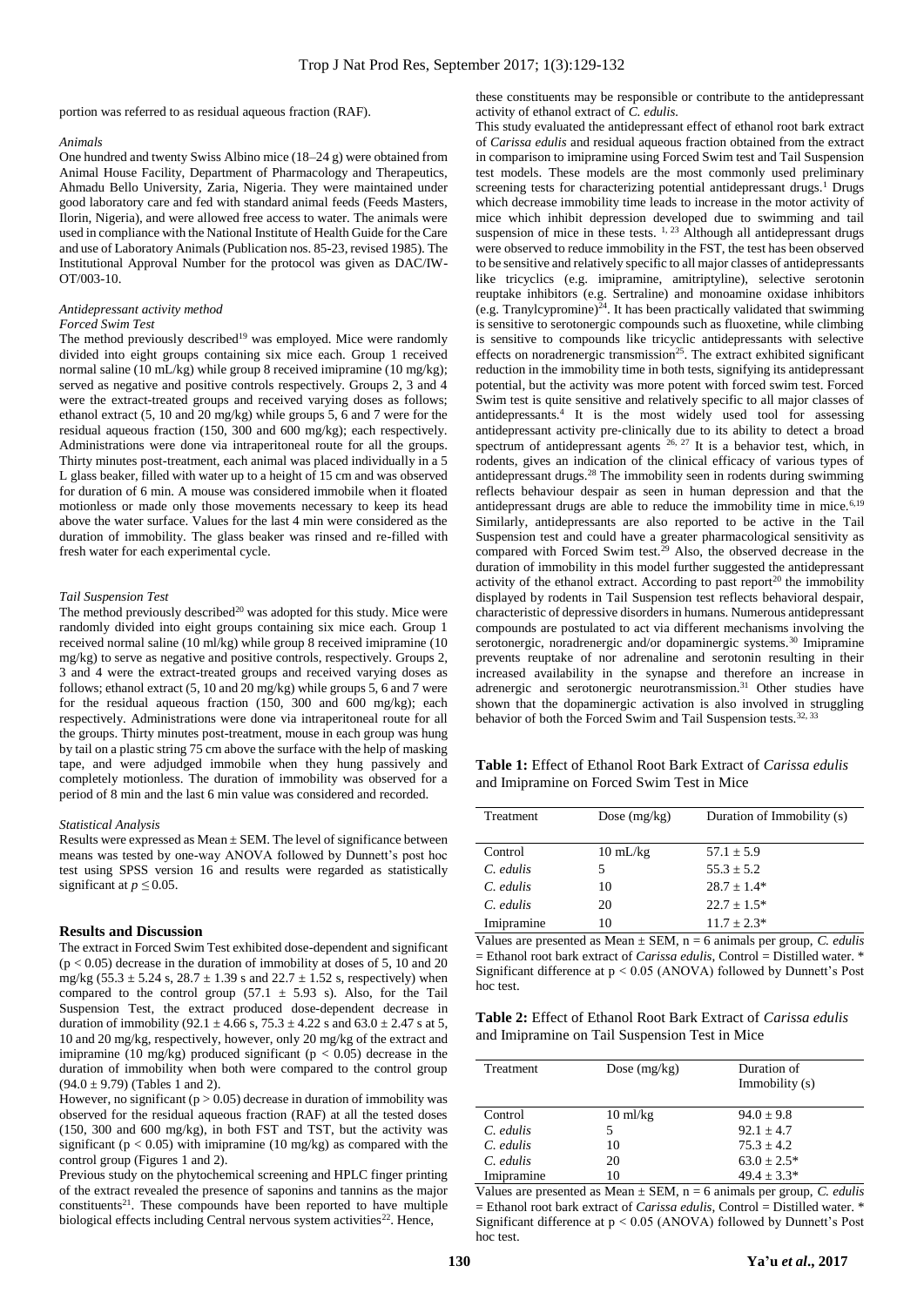portion was referred to as residual aqueous fraction (RAF).

*Animals*

One hundred and twenty Swiss Albino mice (18–24 g) were obtained from Animal House Facility, Department of Pharmacology and Therapeutics, Ahmadu Bello University, Zaria, Nigeria. They were maintained under good laboratory care and fed with standard animal feeds (Feeds Masters, Ilorin, Nigeria), and were allowed free access to water. The animals were used in compliance with the National Institute of Health Guide for the Care and use of Laboratory Animals (Publication nos. 85-23, revised 1985). The Institutional Approval Number for the protocol was given as DAC/IW-OT/003-10.

*Antidepressant activity method*

*Forced Swim Test*

The method previously described[19] was employed. Mice were randomly divided into eight groups containing six mice each. Group 1 received normal saline (10 mL/kg) while group 8 received imipramine (10 mg/kg); served as negative and positive controls respectively. Groups 2, 3 and 4 were the extract-treated groups and received varying doses as follows; ethanol extract (5, 10 and 20 mg/kg) while groups 5, 6 and 7 were for the residual aqueous fraction (150, 300 and 600 mg/kg); each respectively. Administrations were done via intraperitoneal route for all the groups. Thirty minutes post-treatment, each animal was placed individually in a 5 L glass beaker, filled with water up to a height of 15 cm and was observed for duration of 6 min. A mouse was considered immobile when it floated motionless or made only those movements necessary to keep its head above the water surface. Values for the last 4 min were considered as the duration of immobility. The glass beaker was rinsed and re-filled with fresh water for each experimental cycle.

*Tail Suspension Test*

The method previously described[20] was adopted for this study. Mice were randomly divided into eight groups containing six mice each. Group 1 received normal saline (10 ml/kg) while group 8 received imipramine (10 mg/kg) to serve as negative and positive controls, respectively. Groups 2, 3 and 4 were the extract-treated groups and received varying doses as follows; ethanol extract (5, 10 and 20 mg/kg) while groups 5, 6 and 7 were for the residual aqueous fraction (150, 300 and 600 mg/kg); each respectively. Administrations were done via intraperitoneal route for all the groups. Thirty minutes post-treatment, mouse in each group was hung by tail on a plastic string 75 cm above the surface with the help of masking tape, and were adjudged immobile when they hung passively and completely motionless. The duration of immobility was observed for a period of 8 min and the last 6 min value was considered and recorded.

*Statistical Analysis*

Results were expressed as Mean ± SEM. The level of significance between means was tested by one-way ANOVA followed by Dunnett's post hoc test using SPSS version 16 and results were regarded as statistically significant at $p \leq 0.05$.

## Results and Discussion

The extract in Forced Swim Test exhibited dose-dependent and significant ($p < 0.05$) decrease in the duration of immobility at doses of 5, 10 and 20 mg/kg (55.3 ± 5.24 s, 28.7 ± 1.39 s and 22.7 ± 1.52 s, respectively) when compared to the control group (57.1 ± 5.93 s). Also, for the Tail Suspension Test, the extract produced dose-dependent decrease in duration of immobility (92.1 ± 4.66 s, 75.3 ± 4.22 s and 63.0 ± 2.47 s at 5, 10 and 20 mg/kg, respectively, however, only 20 mg/kg of the extract and imipramine (10 mg/kg) produced significant ($p < 0.05$) decrease in the duration of immobility when both were compared to the control group (94.0 ± 9.79) (Tables 1 and 2).

However, no significant ($p > 0.05$) decrease in duration of immobility was observed for the residual aqueous fraction (RAF) at all the tested doses (150, 300 and 600 mg/kg), in both FST and TST, but the activity was significant ($p < 0.05$) with imipramine (10 mg/kg) as compared with the control group (Figures 1 and 2).

Previous study on the phytochemical screening and HPLC finger printing of the extract revealed the presence of saponins and tannins as the major constituents[21]. These compounds have been reported to have multiple biological effects including Central nervous system activities[22]. Hence, these constituents may be responsible or contribute to the antidepressant activity of ethanol extract of *C. edulis.*

This study evaluated the antidepressant effect of ethanol root bark extract of *Carissa edulis* and residual aqueous fraction obtained from the extract in comparison to imipramine using Forced Swim test and Tail Suspension test models. These models are the most commonly used preliminary screening tests for characterizing potential antidepressant drugs.[1] Drugs which decrease immobility time leads to increase in the motor activity of mice which inhibit depression developed due to swimming and tail suspension of mice in these tests. [1, 23] Although all antidepressant drugs were observed to reduce immobility in the FST, the test has been observed to be sensitive and relatively specific to all major classes of antidepressants like tricyclics (e.g. imipramine, amitriptyline), selective serotonin reuptake inhibitors (e.g. Sertraline) and monoamine oxidase inhibitors (e.g. Tranylcypromine)[24]. It has been practically validated that swimming is sensitive to serotonergic compounds such as fluoxetine, while climbing is sensitive to compounds like tricyclic antidepressants with selective effects on noradrenergic transmission[25]. The extract exhibited significant reduction in the immobility time in both tests, signifying its antidepressant potential, but the activity was more potent with forced swim test. Forced Swim test is quite sensitive and relatively specific to all major classes of antidepressants.[4] It is the most widely used tool for assessing antidepressant activity pre-clinically due to its ability to detect a broad spectrum of antidepressant agents [26, 27] It is a behavior test, which, in rodents, gives an indication of the clinical efficacy of various types of antidepressant drugs.[28] The immobility seen in rodents during swimming reflects behaviour despair as seen in human depression and that the antidepressant drugs are able to reduce the immobility time in mice.[6,19] Similarly, antidepressants are also reported to be active in the Tail Suspension test and could have a greater pharmacological sensitivity as compared with Forced Swim test.[29] Also, the observed decrease in the duration of immobility in this model further suggested the antidepressant activity of the ethanol extract. According to past report[20] the immobility displayed by rodents in Tail Suspension test reflects behavioral despair, characteristic of depressive disorders in humans. Numerous antidepressant compounds are postulated to act via different mechanisms involving the serotonergic, noradrenergic and/or dopaminergic systems.[30] Imipramine prevents reuptake of nor adrenaline and serotonin resulting in their increased availability in the synapse and therefore an increase in adrenergic and serotonergic neurotransmission.[31] Other studies have shown that the dopaminergic activation is also involved in struggling behavior of both the Forced Swim and Tail Suspension tests.[32, 33]

**Table 1:** Effect of Ethanol Root Bark Extract of *Carissa edulis* and Imipramine on Forced Swim Test in Mice

| Treatment | Dose (mg/kg) | Duration of Immobility (s) |
|---|---|---|
| Control | 10 mL/kg | 57.1 ± 5.9 |
| *C. edulis* | 5 | 55.3 ± 5.2 |
| *C. edulis* | 10 | 28.7 ± 1.4* |
| *C. edulis* | 20 | 22.7 ± 1.5* |
| Imipramine | 10 | 11.7 ± 2.3* |

Values are presented as Mean ± SEM, n = 6 animals per group, *C. edulis* = Ethanol root bark extract of *Carissa edulis*, Control = Distilled water. * Significant difference at $p < 0.05$ (ANOVA) followed by Dunnett's Post hoc test.

**Table 2:** Effect of Ethanol Root Bark Extract of *Carissa edulis* and Imipramine on Tail Suspension Test in Mice

| Treatment | Dose (mg/kg) | Duration of Immobility (s) |
|---|---|---|
| Control | 10 ml/kg | 94.0 ± 9.8 |
| *C. edulis* | 5 | 92.1 ± 4.7 |
| *C. edulis* | 10 | 75.3 ± 4.2 |
| *C. edulis* | 20 | 63.0 ± 2.5* |
| Imipramine | 10 | 49.4 ± 3.3* |

Values are presented as Mean ± SEM, n = 6 animals per group, *C. edulis* = Ethanol root bark extract of *Carissa edulis*, Control = Distilled water. * Significant difference at $p < 0.05$ (ANOVA) followed by Dunnett's Post hoc test.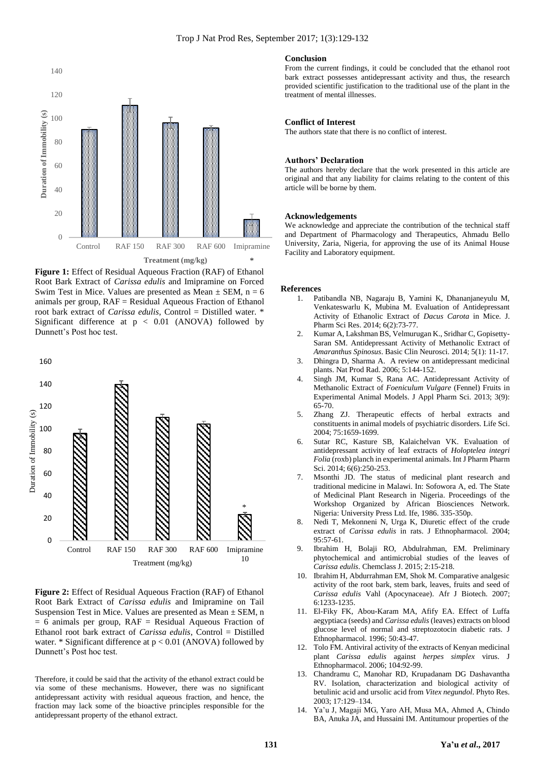**Figure 1:** Effect of Residual Aqueous Fraction (RAF) of Ethanol Root Bark Extract of *Carissa edulis* and Imipramine on Forced Swim Test in Mice. Values are presented as Mean ± SEM, n = 6 animals per group, RAF = Residual Aqueous Fraction of Ethanol root bark extract of *Carissa edulis*, Control = Distilled water. * Significant difference at $p < 0.01$ (ANOVA) followed by Dunnett's Post hoc test.

**Figure 2:** Effect of Residual Aqueous Fraction (RAF) of Ethanol Root Bark Extract of *Carissa edulis* and Imipramine on Tail Suspension Test in Mice. Values are presented as Mean ± SEM, n = 6 animals per group, RAF = Residual Aqueous Fraction of Ethanol root bark extract of *Carissa edulis*, Control = Distilled water. * Significant difference at $p < 0.01$ (ANOVA) followed by Dunnett's Post hoc test.

Therefore, it could be said that the activity of the ethanol extract could be via some of these mechanisms. However, there was no significant antidepressant activity with residual aqueous fraction, and hence, the fraction may lack some of the bioactive principles responsible for the antidepressant property of the ethanol extract.

### Conclusion

From the current findings, it could be concluded that the ethanol root bark extract possesses antidepressant activity and thus, the research provided scientific justification to the traditional use of the plant in the treatment of mental illnesses.

### Conflict of Interest

The authors state that there is no conflict of interest.

### Authors' Declaration

The authors hereby declare that the work presented in this article are original and that any liability for claims relating to the content of this article will be borne by them.

### Acknowledgements

We acknowledge and appreciate the contribution of the technical staff and Department of Pharmacology and Therapeutics, Ahmadu Bello University, Zaria, Nigeria, for approving the use of its Animal House Facility and Laboratory equipment.

### References

1. Patibandla NB, Nagaraju B, Yamini K, Dhananjaneyulu M, Venkateswarlu K, Mubina M. Evaluation of Antidepressant Activity of Ethanolic Extract of *Dacus Carota* in Mice. J. Pharm Sci Res. 2014; 6(2):73-77.
2. Kumar A, Lakshman BS, Velmurugan K., Sridhar C, Gopisetty-Saran SM. Antidepressant Activity of Methanolic Extract of *Amaranthus Spinosus*. Basic Clin Neurosci. 2014; 5(1): 11-17.
3. Dhingra D, Sharma A. A review on antidepressant medicinal plants. Nat Prod Rad. 2006; 5:144-152.
4. Singh JM, Kumar S, Rana AC. Antidepressant Activity of Methanolic Extract of *Foeniculum Vulgare* (Fennel) Fruits in Experimental Animal Models. J Appl Pharm Sci. 2013; 3(9): 65-70.
5. Zhang ZJ. Therapeutic effects of herbal extracts and constituents in animal models of psychiatric disorders. Life Sci. 2004; 75:1659-1699.
6. Sutar RC, Kasture SB, Kalaichelvan VK. Evaluation of antidepressant activity of leaf extracts of *Holoptelea integri Folia* (roxb) planch in experimental animals. Int J Pharm Pharm Sci. 2014; 6(6):250-253.
7. Msonthi JD. The status of medicinal plant research and traditional medicine in Malawi. In: Sofowora A, ed. The State of Medicinal Plant Research in Nigeria. Proceedings of the Workshop Organized by African Biosciences Network. Nigeria: University Press Ltd. Ife, 1986. 335-350p.
8. Nedi T, Mekonneni N, Urga K, Diuretic effect of the crude extract of *Carissa edulis* in rats. J Ethnopharmacol. 2004; 95:57-61.
9. Ibrahim H, Bolaji RO, Abdulrahman, EM. Preliminary phytochemical and antimicrobial studies of the leaves of *Carissa edulis*. Chemclass J. 2015; 2:15-218.
10. Ibrahim H, Abdurrahman EM, Shok M. Comparative analgesic activity of the root bark, stem bark, leaves, fruits and seed of *Carissa edulis* Vahl (Apocynaceae). Afr J Biotech. 2007; 6:1233-1235.
11. El-Fiky FK, Abou-Karam MA, Afify EA. Effect of Luffa aegyptiaca (seeds) and *Carissa edulis* (leaves) extracts on blood glucose level of normal and streptozotocin diabetic rats. J Ethnopharmacol. 1996; 50:43-47.
12. Tolo FM. Antiviral activity of the extracts of Kenyan medicinal plant *Carissa edulis* against *herpes simplex* virus. J Ethnopharmacol. 2006; 104:92-99.
13. Chandramu C, Manohar RD, Krupadanam DG Dashavantha RV. Isolation, characterization and biological activity of betulinic acid and ursolic acid from *Vitex negundol*. Phyto Res. 2003; 17:129–134.
14. Ya'u J, Magaji MG, Yaro AH, Musa MA, Ahmed A, Chindo BA, Anuka JA, and Hussaini IM. Antitumour properties of the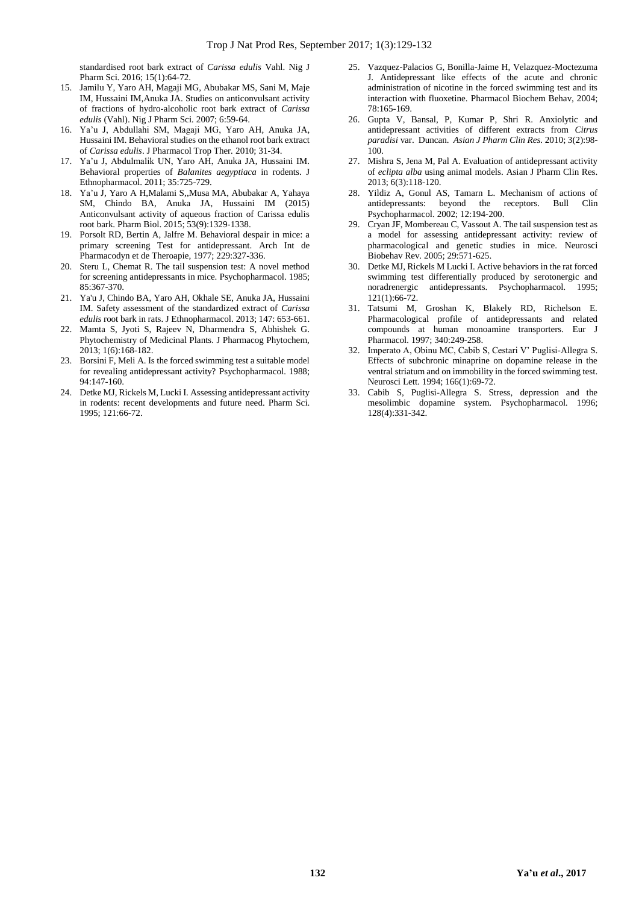standardised root bark extract of *Carissa edulis* Vahl. Nig J Pharm Sci. 2016; 15(1):64-72.

15. Jamilu Y, Yaro AH, Magaji MG, Abubakar MS, Sani M, Maje IM, Hussaini IM,Anuka JA. Studies on anticonvulsant activity of fractions of hydro-alcoholic root bark extract of *Carissa edulis* (Vahl). Nig J Pharm Sci. 2007; 6:59-64.
16. Ya'u J, Abdullahi SM, Magaji MG, Yaro AH, Anuka JA, Hussaini IM. Behavioral studies on the ethanol root bark extract of *Carissa edulis*. J Pharmacol Trop Ther. 2010; 31-34.
17. Ya'u J, Abdulmalik UN, Yaro AH, Anuka JA, Hussaini IM. Behavioral properties of *Balanites aegyptiaca* in rodents. J Ethnopharmacol. 2011; 35:725-729.
18. Ya'u J, Yaro A H,Malami S,,Musa MA, Abubakar A, Yahaya SM, Chindo BA, Anuka JA, Hussaini IM (2015) Anticonvulsant activity of aqueous fraction of Carissa edulis root bark. Pharm Biol. 2015; 53(9):1329-1338.
19. Porsolt RD, Bertin A, Jalfre M. Behavioral despair in mice: a primary screening Test for antidepressant. Arch Int de Pharmacodyn et de Theroapie, 1977; 229:327-336.
20. Steru L, Chemat R. The tail suspension test: A novel method for screening antidepressants in mice. Psychopharmacol. 1985; 85:367-370.
21. Ya'u J, Chindo BA, Yaro AH, Okhale SE, Anuka JA, Hussaini IM. Safety assessment of the standardized extract of *Carissa edulis* root bark in rats. J Ethnopharmacol. 2013; 147: 653-661.
22. Mamta S, Jyoti S, Rajeev N, Dharmendra S, Abhishek G. Phytochemistry of Medicinal Plants. J Pharmacog Phytochem, 2013; 1(6):168-182.
23. Borsini F, Meli A. Is the forced swimming test a suitable model for revealing antidepressant activity? Psychopharmacol. 1988; 94:147-160.
24. Detke MJ, Rickels M, Lucki I. Assessing antidepressant activity in rodents: recent developments and future need. Pharm Sci. 1995; 121:66-72.
25. Vazquez-Palacios G, Bonilla-Jaime H, Velazquez-Moctezuma J. Antidepressant like effects of the acute and chronic administration of nicotine in the forced swimming test and its interaction with fluoxetine. Pharmacol Biochem Behav, 2004; 78:165-169.
26. Gupta V, Bansal, P, Kumar P, Shri R. Anxiolytic and antidepressant activities of different extracts from *Citrus paradisi* var. Duncan. *Asian J Pharm Clin Res*. 2010; 3(2):98-100.
27. Mishra S, Jena M, Pal A. Evaluation of antidepressant activity of *eclipta alba* using animal models. Asian J Pharm Clin Res. 2013; 6(3):118-120.
28. Yildiz A, Gonul AS, Tamarn L. Mechanism of actions of antidepressants: beyond the receptors. Bull Clin Psychopharmacol. 2002; 12:194-200.
29. Cryan JF, Mombereau C, Vassout A. The tail suspension test as a model for assessing antidepressant activity: review of pharmacological and genetic studies in mice. Neurosci Biobehav Rev. 2005; 29:571-625.
30. Detke MJ, Rickels M Lucki I. Active behaviors in the rat forced swimming test differentially produced by serotonergic and noradrenergic antidepressants. Psychopharmacol. 1995; 121(1):66-72.
31. Tatsumi M, Groshan K, Blakely RD, Richelson E. Pharmacological profile of antidepressants and related compounds at human monoamine transporters. Eur J Pharmacol. 1997; 340:249-258.
32. Imperato A, Obinu MC, Cabib S, Cestari V' Puglisi-Allegra S. Effects of subchronic minaprine on dopamine release in the ventral striatum and on immobility in the forced swimming test. Neurosci Lett. 1994; 166(1):69-72.
33. Cabib S, Puglisi-Allegra S. Stress, depression and the mesolimbic dopamine system. Psychopharmacol. 1996; 128(4):331-342.